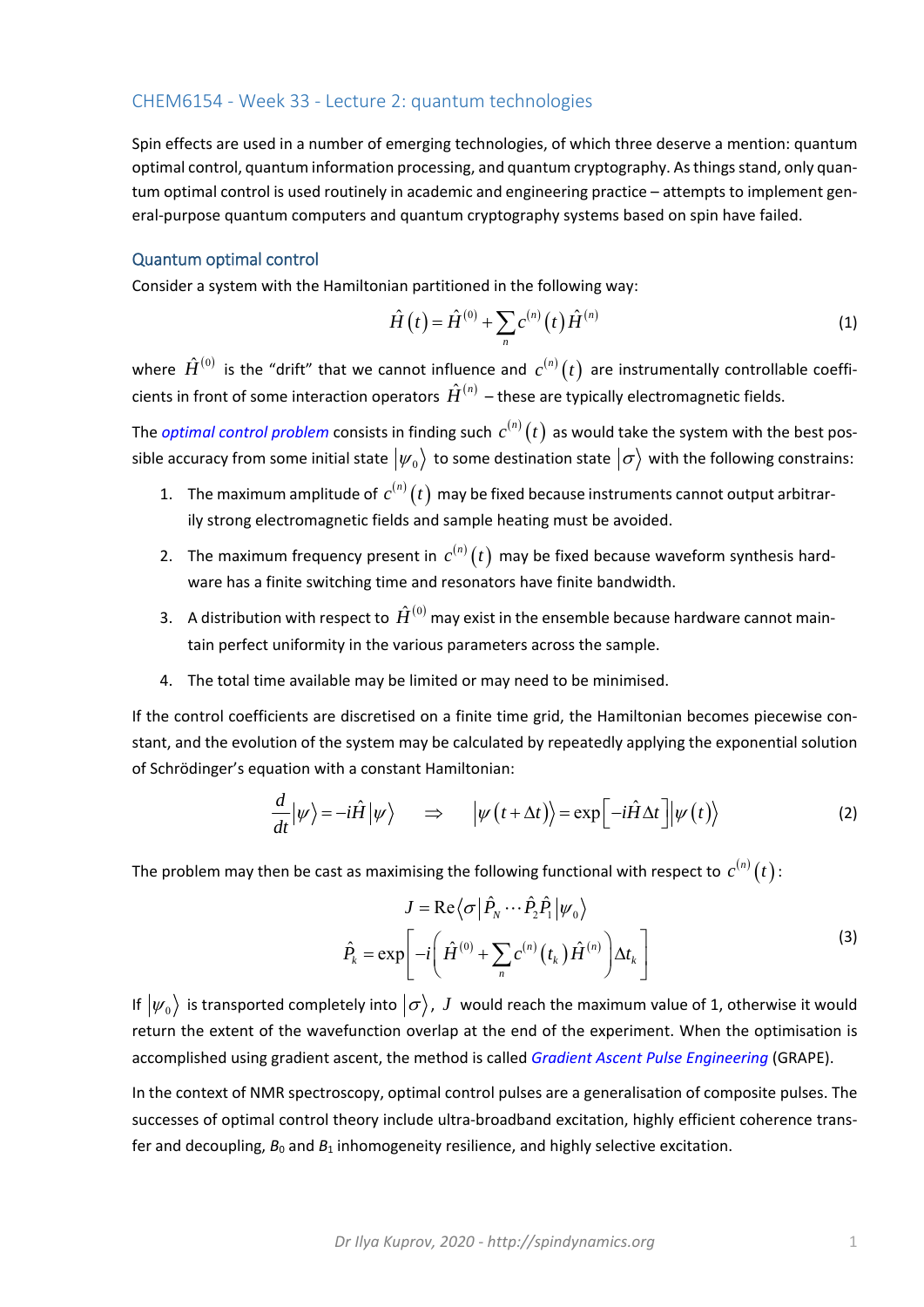# CHEM6154 - Week 33 - Lecture 2: quantum technologies

Spin effects are used in a number of emerging technologies, of which three deserve a mention: quantum optimal control, quantum information processing, and quantum cryptography. As things stand, only quantum optimal control is used routinely in academic and engineering practice – attempts to implement general-purpose quantum computers and quantum cryptography systems based on spin have failed.

## Quantum optimal control

Consider a system with the Hamiltonian partitioned in the following way:

$$\hat{H}(t) = \hat{H}^{(0)} + \sum_n c^{(n)}(t)\hat{H}^{(n)} \tag{1}$$

where $\hat{H}^{(0)}$ is the "drift" that we cannot influence and $c^{(n)}(t)$ are instrumentally controllable coefficients in front of some interaction operators $\hat{H}^{(n)}$ – these are typically electromagnetic fields.

The *optimal control problem* consists in finding such $c^{(n)}(t)$ as would take the system with the best possible accuracy from some initial state $|\psi_0\rangle$ to some destination state $|\sigma\rangle$ with the following constrains:

1. The maximum amplitude of $c^{(n)}(t)$ may be fixed because instruments cannot output arbitrarily strong electromagnetic fields and sample heating must be avoided.
2. The maximum frequency present in $c^{(n)}(t)$ may be fixed because waveform synthesis hardware has a finite switching time and resonators have finite bandwidth.
3. A distribution with respect to $\hat{H}^{(0)}$ may exist in the ensemble because hardware cannot maintain perfect uniformity in the various parameters across the sample.
4. The total time available may be limited or may need to be minimised.

If the control coefficients are discretised on a finite time grid, the Hamiltonian becomes piecewise constant, and the evolution of the system may be calculated by repeatedly applying the exponential solution of Schrödinger's equation with a constant Hamiltonian:

$$\frac{d}{dt}|\psi\rangle = -i\hat{H}|\psi\rangle \quad \Rightarrow \quad |\psi(t+\Delta t)\rangle = \exp\left[-i\hat{H}\Delta t\right]|\psi(t)\rangle \tag{2}$$

The problem may then be cast as maximising the following functional with respect to $c^{(n)}(t)$:

$$\begin{aligned} J &= \mathrm{Re}\langle\sigma|\hat{P}_N \cdots \hat{P}_2\hat{P}_1|\psi_0\rangle \\ \hat{P}_k &= \exp\left[-i\left(\hat{H}^{(0)} + \sum_n c^{(n)}(t_k)\hat{H}^{(n)}\right)\Delta t_k\right] \end{aligned} \tag{3}$$

If $|\psi_0\rangle$ is transported completely into $|\sigma\rangle$, $J$ would reach the maximum value of 1, otherwise it would return the extent of the wavefunction overlap at the end of the experiment. When the optimisation is accomplished using gradient ascent, the method is called *Gradient Ascent Pulse Engineering* (GRAPE).

In the context of NMR spectroscopy, optimal control pulses are a generalisation of composite pulses. The successes of optimal control theory include ultra-broadband excitation, highly efficient coherence transfer and decoupling, $B_0$ and $B_1$ inhomogeneity resilience, and highly selective excitation.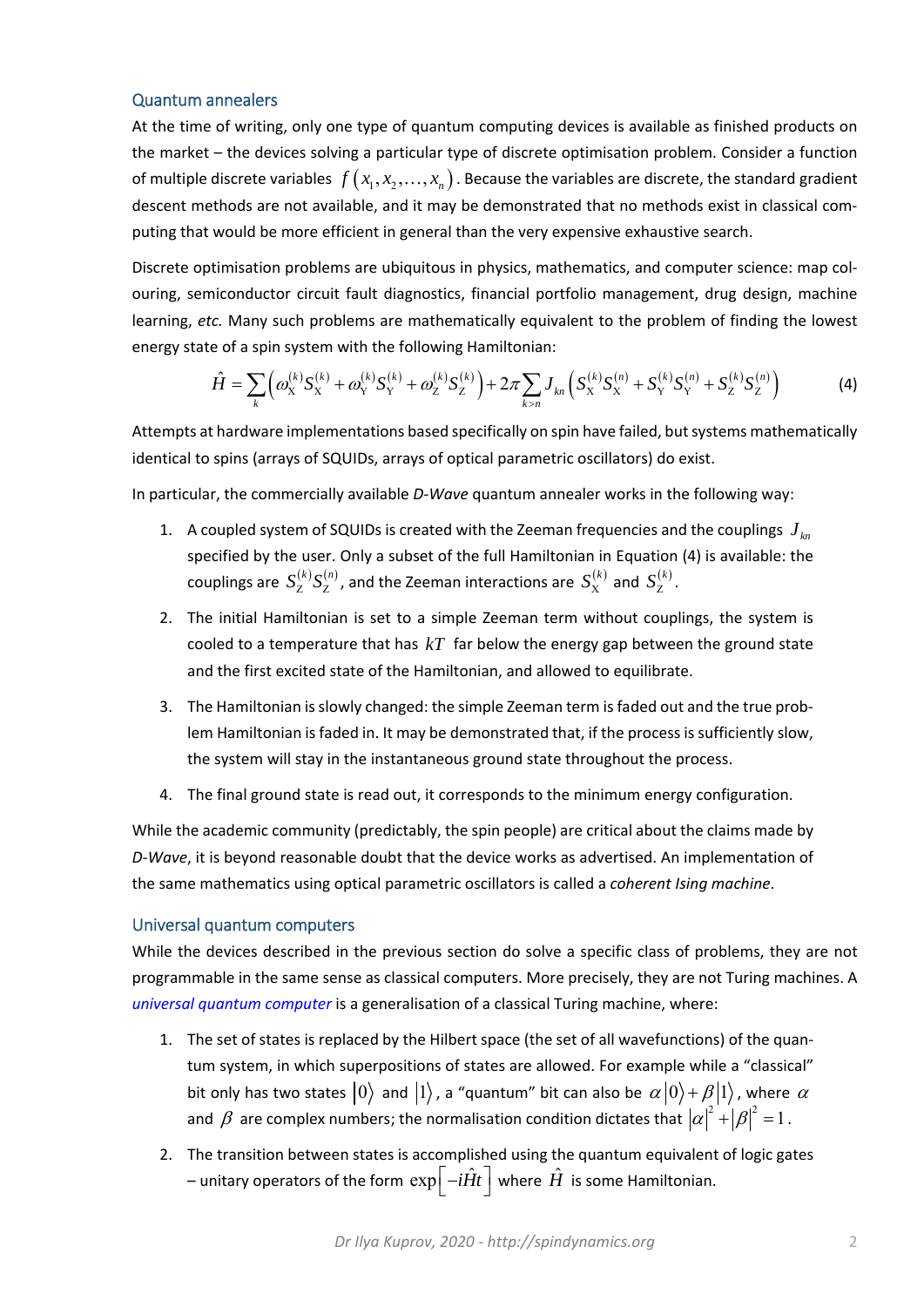## Quantum annealers

At the time of writing, only one type of quantum computing devices is available as finished products on the market – the devices solving a particular type of discrete optimisation problem. Consider a function of multiple discrete variables $f(x_1, x_2, \ldots, x_n)$. Because the variables are discrete, the standard gradient descent methods are not available, and it may be demonstrated that no methods exist in classical computing that would be more efficient in general than the very expensive exhaustive search.

Discrete optimisation problems are ubiquitous in physics, mathematics, and computer science: map colouring, semiconductor circuit fault diagnostics, financial portfolio management, drug design, machine learning, *etc.* Many such problems are mathematically equivalent to the problem of finding the lowest energy state of a spin system with the following Hamiltonian:

$$\hat{H} = \sum_k \left( \omega_{\mathrm{X}}^{(k)} S_{\mathrm{X}}^{(k)} + \omega_{\mathrm{Y}}^{(k)} S_{\mathrm{Y}}^{(k)} + \omega_{\mathrm{Z}}^{(k)} S_{\mathrm{Z}}^{(k)} \right) + 2\pi \sum_{k>n} J_{kn} \left( S_{\mathrm{X}}^{(k)} S_{\mathrm{X}}^{(n)} + S_{\mathrm{Y}}^{(k)} S_{\mathrm{Y}}^{(n)} + S_{\mathrm{Z}}^{(k)} S_{\mathrm{Z}}^{(n)} \right) \tag{4}$$

Attempts at hardware implementations based specifically on spin have failed, but systems mathematically identical to spins (arrays of SQUIDs, arrays of optical parametric oscillators) do exist.

In particular, the commercially available *D-Wave* quantum annealer works in the following way:

1. A coupled system of SQUIDs is created with the Zeeman frequencies and the couplings $J_{kn}$ specified by the user. Only a subset of the full Hamiltonian in Equation (4) is available: the couplings are $S_{\mathrm{Z}}^{(k)} S_{\mathrm{Z}}^{(n)}$, and the Zeeman interactions are $S_{\mathrm{X}}^{(k)}$ and $S_{\mathrm{Z}}^{(k)}$.
2. The initial Hamiltonian is set to a simple Zeeman term without couplings, the system is cooled to a temperature that has $kT$ far below the energy gap between the ground state and the first excited state of the Hamiltonian, and allowed to equilibrate.
3. The Hamiltonian is slowly changed: the simple Zeeman term is faded out and the true problem Hamiltonian is faded in. It may be demonstrated that, if the process is sufficiently slow, the system will stay in the instantaneous ground state throughout the process.
4. The final ground state is read out, it corresponds to the minimum energy configuration.

While the academic community (predictably, the spin people) are critical about the claims made by *D-Wave*, it is beyond reasonable doubt that the device works as advertised. An implementation of the same mathematics using optical parametric oscillators is called a *coherent Ising machine*.

## Universal quantum computers

While the devices described in the previous section do solve a specific class of problems, they are not programmable in the same sense as classical computers. More precisely, they are not Turing machines. A *universal quantum computer* is a generalisation of a classical Turing machine, where:

1. The set of states is replaced by the Hilbert space (the set of all wavefunctions) of the quantum system, in which superpositions of states are allowed. For example while a "classical" bit only has two states $|0\rangle$ and $|1\rangle$, a "quantum" bit can also be $\alpha|0\rangle + \beta|1\rangle$, where $\alpha$ and $\beta$ are complex numbers; the normalisation condition dictates that $|\alpha|^2 + |\beta|^2 = 1$.
2. The transition between states is accomplished using the quantum equivalent of logic gates – unitary operators of the form $\exp\left[-i\hat{H}t\right]$ where $\hat{H}$ is some Hamiltonian.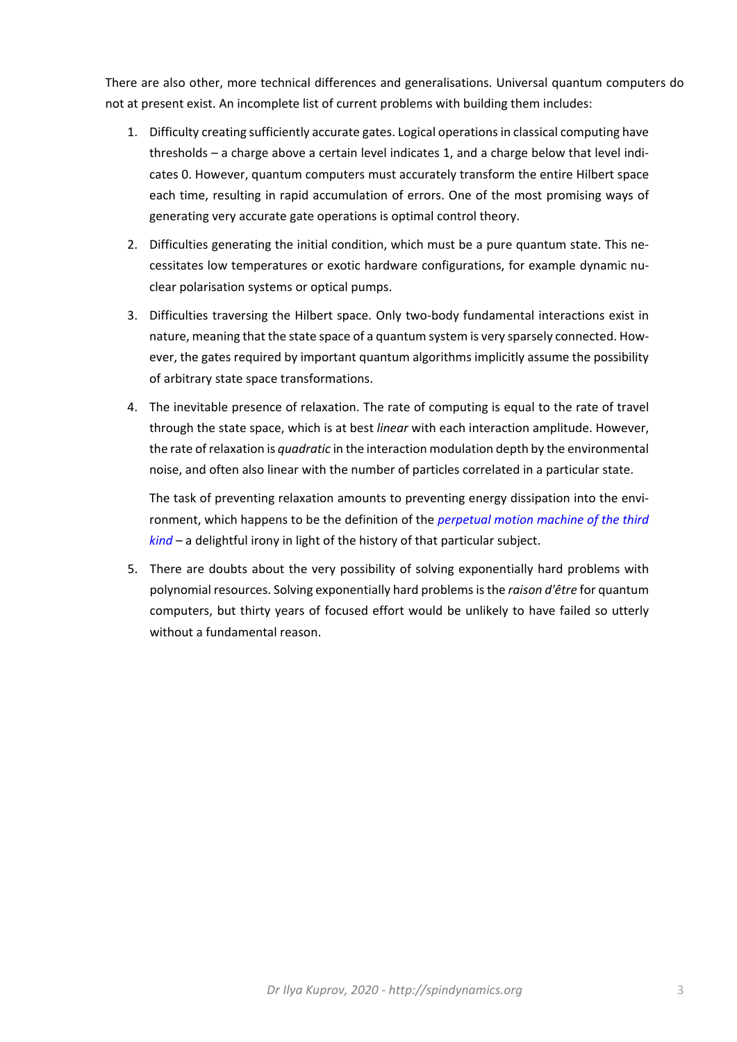There are also other, more technical differences and generalisations. Universal quantum computers do not at present exist. An incomplete list of current problems with building them includes:

1. Difficulty creating sufficiently accurate gates. Logical operations in classical computing have thresholds – a charge above a certain level indicates 1, and a charge below that level indicates 0. However, quantum computers must accurately transform the entire Hilbert space each time, resulting in rapid accumulation of errors. One of the most promising ways of generating very accurate gate operations is optimal control theory.

2. Difficulties generating the initial condition, which must be a pure quantum state. This necessitates low temperatures or exotic hardware configurations, for example dynamic nuclear polarisation systems or optical pumps.

3. Difficulties traversing the Hilbert space. Only two-body fundamental interactions exist in nature, meaning that the state space of a quantum system is very sparsely connected. However, the gates required by important quantum algorithms implicitly assume the possibility of arbitrary state space transformations.

4. The inevitable presence of relaxation. The rate of computing is equal to the rate of travel through the state space, which is at best *linear* with each interaction amplitude. However, the rate of relaxation is *quadratic* in the interaction modulation depth by the environmental noise, and often also linear with the number of particles correlated in a particular state.

   The task of preventing relaxation amounts to preventing energy dissipation into the environment, which happens to be the definition of the *perpetual motion machine of the third kind* – a delightful irony in light of the history of that particular subject.

5. There are doubts about the very possibility of solving exponentially hard problems with polynomial resources. Solving exponentially hard problems is the *raison d'être* for quantum computers, but thirty years of focused effort would be unlikely to have failed so utterly without a fundamental reason.